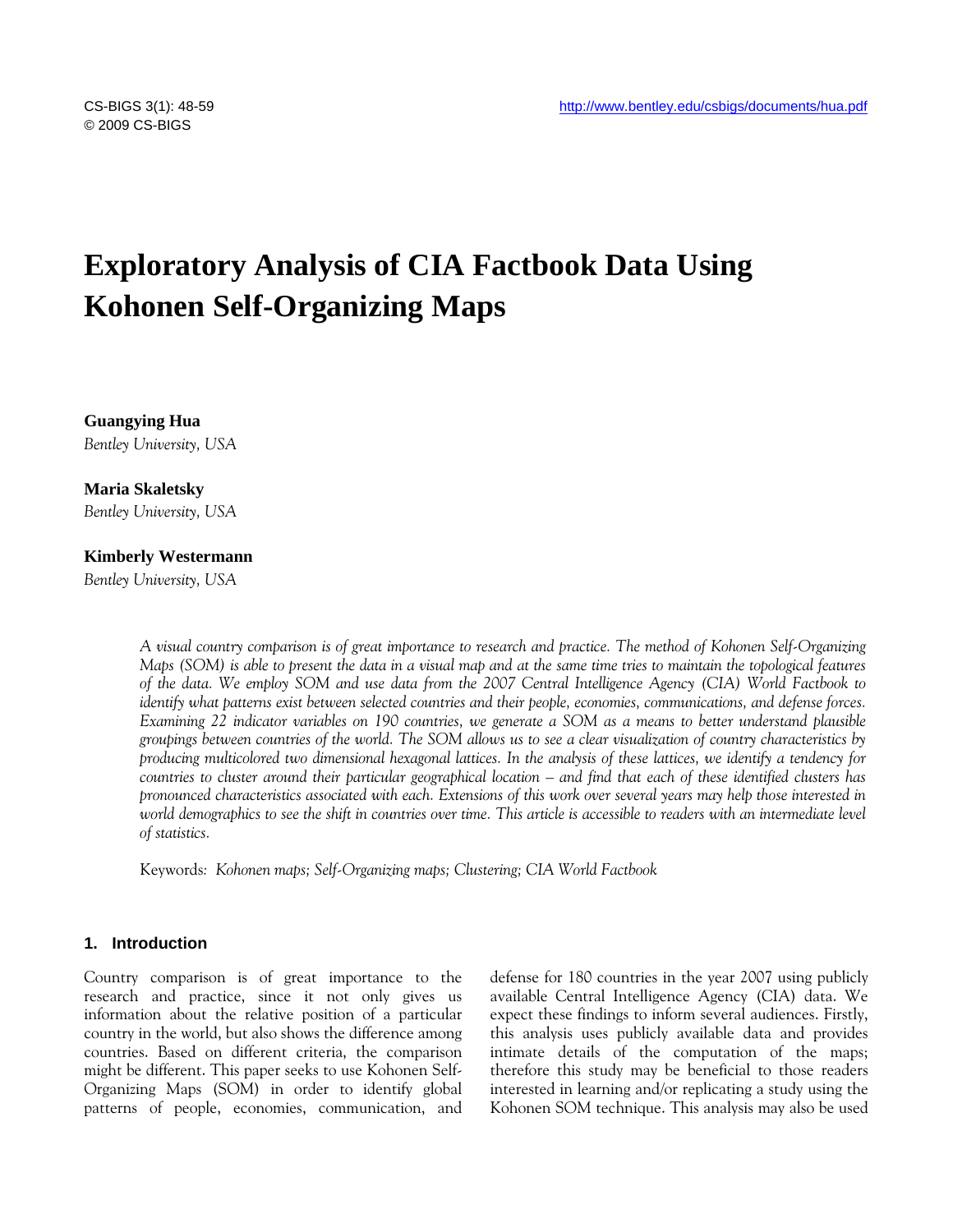# Exploratory Analysis of CIA Factbook Data Using Kohonen Self-Organizing Maps

**Guangying Hua**
*Bentley University, USA*

**Maria Skaletsky**
*Bentley University, USA*

**Kimberly Westermann**
*Bentley University, USA*

*A visual country comparison is of great importance to research and practice. The method of Kohonen Self-Organizing Maps (SOM) is able to present the data in a visual map and at the same time tries to maintain the topological features of the data. We employ SOM and use data from the 2007 Central Intelligence Agency (CIA) World Factbook to identify what patterns exist between selected countries and their people, economies, communications, and defense forces. Examining 22 indicator variables on 190 countries, we generate a SOM as a means to better understand plausible groupings between countries of the world. The SOM allows us to see a clear visualization of country characteristics by producing multicolored two dimensional hexagonal lattices. In the analysis of these lattices, we identify a tendency for countries to cluster around their particular geographical location – and find that each of these identified clusters has pronounced characteristics associated with each. Extensions of this work over several years may help those interested in world demographics to see the shift in countries over time. This article is accessible to readers with an intermediate level of statistics.*

Keywords: *Kohonen maps; Self-Organizing maps; Clustering; CIA World Factbook*

## 1. Introduction

Country comparison is of great importance to the research and practice, since it not only gives us information about the relative position of a particular country in the world, but also shows the difference among countries. Based on different criteria, the comparison might be different. This paper seeks to use Kohonen Self-Organizing Maps (SOM) in order to identify global patterns of people, economies, communication, and defense for 180 countries in the year 2007 using publicly available Central Intelligence Agency (CIA) data. We expect these findings to inform several audiences. Firstly, this analysis uses publicly available data and provides intimate details of the computation of the maps; therefore this study may be beneficial to those readers interested in learning and/or replicating a study using the Kohonen SOM technique. This analysis may also be used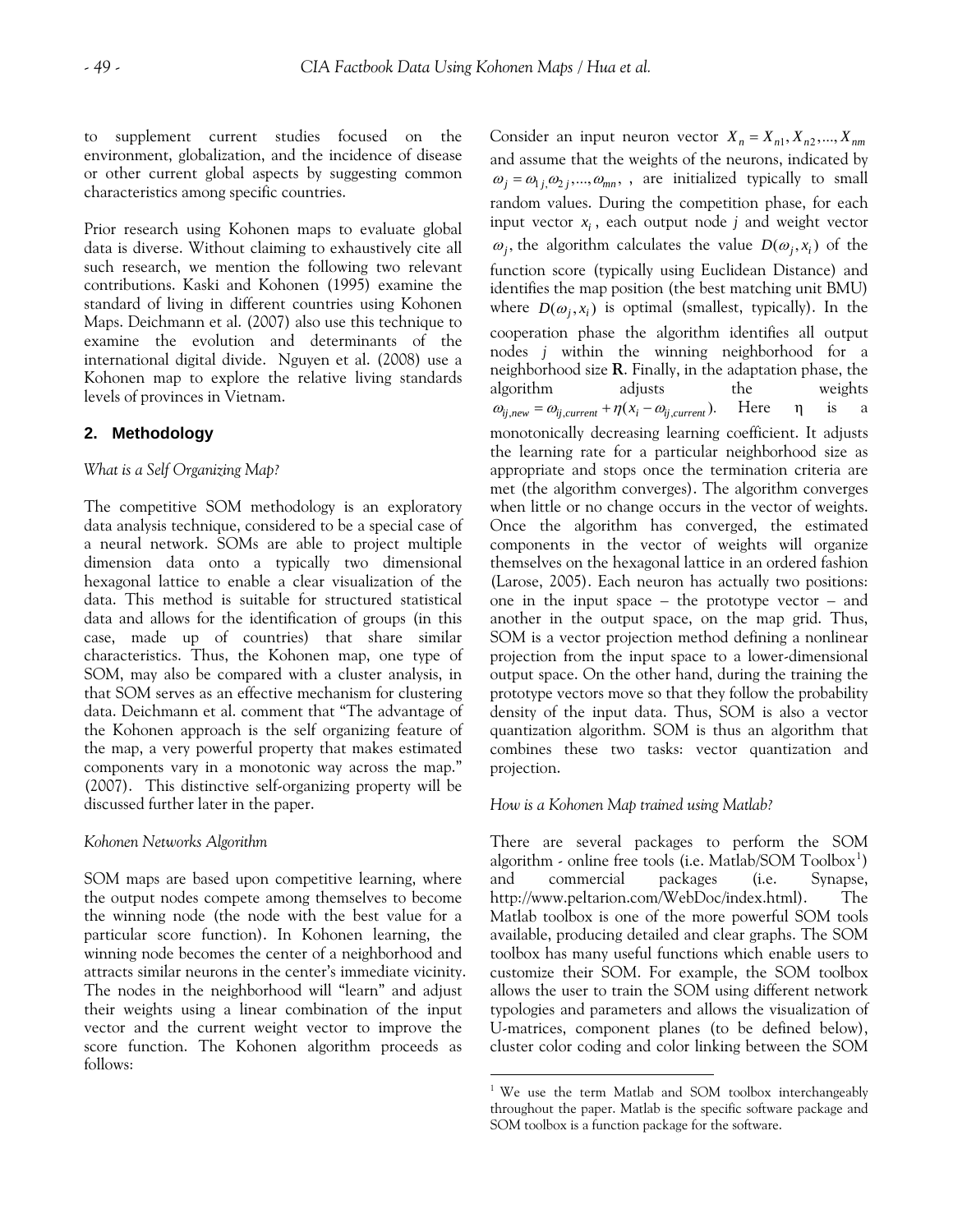to supplement current studies focused on the environment, globalization, and the incidence of disease or other current global aspects by suggesting common characteristics among specific countries.

Prior research using Kohonen maps to evaluate global data is diverse. Without claiming to exhaustively cite all such research, we mention the following two relevant contributions. Kaski and Kohonen (1995) examine the standard of living in different countries using Kohonen Maps. Deichmann et al. (2007) also use this technique to examine the evolution and determinants of the international digital divide. Nguyen et al. (2008) use a Kohonen map to explore the relative living standards levels of provinces in Vietnam.

## 2. Methodology

*What is a Self Organizing Map?*

The competitive SOM methodology is an exploratory data analysis technique, considered to be a special case of a neural network. SOMs are able to project multiple dimension data onto a typically two dimensional hexagonal lattice to enable a clear visualization of the data. This method is suitable for structured statistical data and allows for the identification of groups (in this case, made up of countries) that share similar characteristics. Thus, the Kohonen map, one type of SOM, may also be compared with a cluster analysis, in that SOM serves as an effective mechanism for clustering data. Deichmann et al. comment that "The advantage of the Kohonen approach is the self organizing feature of the map, a very powerful property that makes estimated components vary in a monotonic way across the map." (2007). This distinctive self-organizing property will be discussed further later in the paper.

*Kohonen Networks Algorithm*

SOM maps are based upon competitive learning, where the output nodes compete among themselves to become the winning node (the node with the best value for a particular score function). In Kohonen learning, the winning node becomes the center of a neighborhood and attracts similar neurons in the center's immediate vicinity. The nodes in the neighborhood will "learn" and adjust their weights using a linear combination of the input vector and the current weight vector to improve the score function. The Kohonen algorithm proceeds as follows:

Consider an input neuron vector $X_n = X_{n1}, X_{n2}, ..., X_{nm}$ and assume that the weights of the neurons, indicated by $\omega_j = \omega_{1j,}\omega_{2j}, ..., \omega_{mn},$ , are initialized typically to small random values. During the competition phase, for each input vector $x_i$, each output node $j$ and weight vector $\omega_j$, the algorithm calculates the value $D(\omega_j, x_i)$ of the function score (typically using Euclidean Distance) and identifies the map position (the best matching unit BMU) where $D(\omega_j, x_i)$ is optimal (smallest, typically). In the cooperation phase the algorithm identifies all output nodes $j$ within the winning neighborhood for a neighborhood size **R**. Finally, in the adaptation phase, the algorithm adjusts the weights $\omega_{ij,new} = \omega_{ij,current} + \eta(x_i - \omega_{ij,current})$. Here η is a monotonically decreasing learning coefficient. It adjusts the learning rate for a particular neighborhood size as appropriate and stops once the termination criteria are met (the algorithm converges). The algorithm converges when little or no change occurs in the vector of weights. Once the algorithm has converged, the estimated components in the vector of weights will organize themselves on the hexagonal lattice in an ordered fashion (Larose, 2005). Each neuron has actually two positions: one in the input space – the prototype vector – and another in the output space, on the map grid. Thus, SOM is a vector projection method defining a nonlinear projection from the input space to a lower-dimensional output space. On the other hand, during the training the prototype vectors move so that they follow the probability density of the input data. Thus, SOM is also a vector quantization algorithm. SOM is thus an algorithm that combines these two tasks: vector quantization and projection.

*How is a Kohonen Map trained using Matlab?*

There are several packages to perform the SOM algorithm - online free tools (i.e. Matlab/SOM Toolbox[1]) and commercial packages (i.e. Synapse, http://www.peltarion.com/WebDoc/index.html). The Matlab toolbox is one of the more powerful SOM tools available, producing detailed and clear graphs. The SOM toolbox has many useful functions which enable users to customize their SOM. For example, the SOM toolbox allows the user to train the SOM using different network typologies and parameters and allows the visualization of U-matrices, component planes (to be defined below), cluster color coding and color linking between the SOM

[1] We use the term Matlab and SOM toolbox interchangeably throughout the paper. Matlab is the specific software package and SOM toolbox is a function package for the software.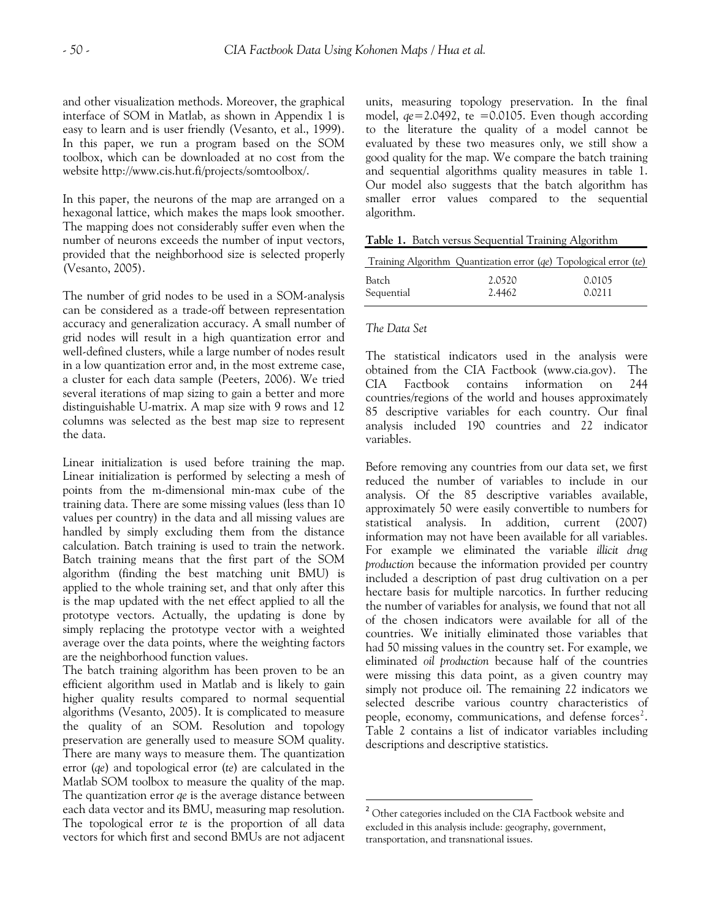and other visualization methods. Moreover, the graphical interface of SOM in Matlab, as shown in Appendix 1 is easy to learn and is user friendly (Vesanto, et al., 1999). In this paper, we run a program based on the SOM toolbox, which can be downloaded at no cost from the website http://www.cis.hut.fi/projects/somtoolbox/.

In this paper, the neurons of the map are arranged on a hexagonal lattice, which makes the maps look smoother. The mapping does not considerably suffer even when the number of neurons exceeds the number of input vectors, provided that the neighborhood size is selected properly (Vesanto, 2005).

The number of grid nodes to be used in a SOM-analysis can be considered as a trade-off between representation accuracy and generalization accuracy. A small number of grid nodes will result in a high quantization error and well-defined clusters, while a large number of nodes result in a low quantization error and, in the most extreme case, a cluster for each data sample (Peeters, 2006). We tried several iterations of map sizing to gain a better and more distinguishable U-matrix. A map size with 9 rows and 12 columns was selected as the best map size to represent the data.

Linear initialization is used before training the map. Linear initialization is performed by selecting a mesh of points from the m-dimensional min-max cube of the training data. There are some missing values (less than 10 values per country) in the data and all missing values are handled by simply excluding them from the distance calculation. Batch training is used to train the network. Batch training means that the first part of the SOM algorithm (finding the best matching unit BMU) is applied to the whole training set, and that only after this is the map updated with the net effect applied to all the prototype vectors. Actually, the updating is done by simply replacing the prototype vector with a weighted average over the data points, where the weighting factors are the neighborhood function values.
The batch training algorithm has been proven to be an efficient algorithm used in Matlab and is likely to gain higher quality results compared to normal sequential algorithms (Vesanto, 2005). It is complicated to measure the quality of an SOM. Resolution and topology preservation are generally used to measure SOM quality. There are many ways to measure them. The quantization error (*qe*) and topological error (*te*) are calculated in the Matlab SOM toolbox to measure the quality of the map. The quantization error *qe* is the average distance between each data vector and its BMU, measuring map resolution. The topological error *te* is the proportion of all data vectors for which first and second BMUs are not adjacent units, measuring topology preservation. In the final model, *qe*=2.0492, te =0.0105. Even though according to the literature the quality of a model cannot be evaluated by these two measures only, we still show a good quality for the map. We compare the batch training and sequential algorithms quality measures in table 1. Our model also suggests that the batch algorithm has smaller error values compared to the sequential algorithm.

**Table 1.** Batch versus Sequential Training Algorithm

| Training Algorithm | Quantization error (*qe*) | Topological error (*te*) |
|---|---|---|
| Batch | 2.0520 | 0.0105 |
| Sequential | 2.4462 | 0.0211 |

*The Data Set*

The statistical indicators used in the analysis were obtained from the CIA Factbook (www.cia.gov). The CIA Factbook contains information on 244 countries/regions of the world and houses approximately 85 descriptive variables for each country. Our final analysis included 190 countries and 22 indicator variables.

Before removing any countries from our data set, we first reduced the number of variables to include in our analysis. Of the 85 descriptive variables available, approximately 50 were easily convertible to numbers for statistical analysis. In addition, current (2007) information may not have been available for all variables. For example we eliminated the variable *illicit drug production* because the information provided per country included a description of past drug cultivation on a per hectare basis for multiple narcotics. In further reducing the number of variables for analysis, we found that not all of the chosen indicators were available for all of the countries. We initially eliminated those variables that had 50 missing values in the country set. For example, we eliminated *oil production* because half of the countries were missing this data point, as a given country may simply not produce oil. The remaining 22 indicators we selected describe various country characteristics of people, economy, communications, and defense forces[2]. Table 2 contains a list of indicator variables including descriptions and descriptive statistics.

[2] Other categories included on the CIA Factbook website and excluded in this analysis include: geography, government, transportation, and transnational issues.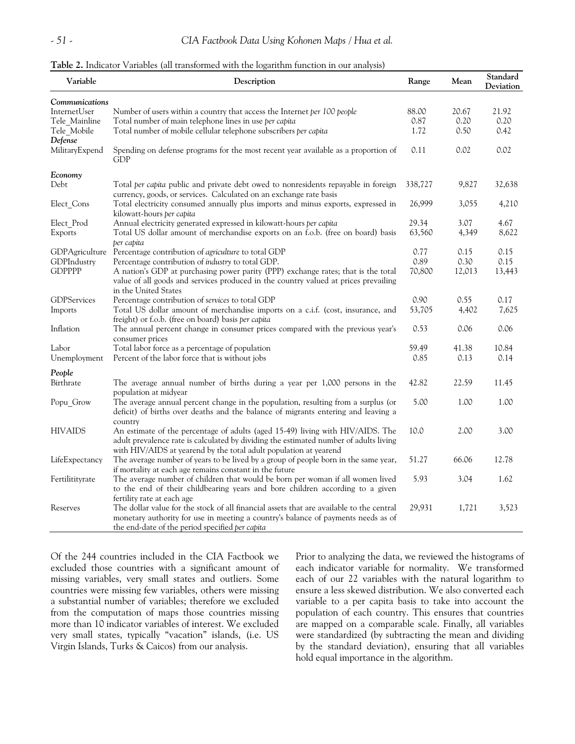**Table 2.** Indicator Variables (all transformed with the logarithm function in our analysis)

| Variable | Description | Range | Mean | Standard Deviation |
|---|---|---|---|---|
| ***Communications*** | | | | |
| InternetUser | Number of users within a country that access the Internet *per 100 people* | 88.00 | 20.67 | 21.92 |
| Tele_Mainline | Total number of main telephone lines in use *per capita* | 0.87 | 0.20 | 0.20 |
| Tele_Mobile | Total number of mobile cellular telephone subscribers *per capita* | 1.72 | 0.50 | 0.42 |
| ***Defense*** | | | | |
| MilitaryExpend | Spending on defense programs for the most recent year available as a proportion of GDP | 0.11 | 0.02 | 0.02 |
| ***Economy*** | | | | |
| Debt | Total *per capita* public and private debt owed to nonresidents repayable in foreign currency, goods, or services. Calculated on an exchange rate basis | 338,727 | 9,827 | 32,638 |
| Elect_Cons | Total electricity consumed annually plus imports and minus exports, expressed in kilowatt-hours *per capita* | 26,999 | 3,055 | 4,210 |
| Elect_Prod | Annual electricity generated expressed in kilowatt-hours *per capita* | 29.34 | 3.07 | 4.67 |
| Exports | Total US dollar amount of merchandise exports on an f.o.b. (free on board) basis *per capita* | 63,560 | 4,349 | 8,622 |
| GDPAgriculture | Percentage contribution of *agriculture* to total GDP | 0.77 | 0.15 | 0.15 |
| GDPIndustry | Percentage contribution of *industry* to total GDP. | 0.89 | 0.30 | 0.15 |
| GDPPPP | A nation's GDP at purchasing power parity (PPP) exchange rates; that is the total value of all goods and services produced in the country valued at prices prevailing in the United States | 70,800 | 12,013 | 13,443 |
| GDPServices | Percentage contribution of *services* to total GDP | 0.90 | 0.55 | 0.17 |
| Imports | Total US dollar amount of merchandise imports on a c.i.f. (cost, insurance, and freight) or f.o.b. (free on board) basis *per capita* | 53,705 | 4,402 | 7,625 |
| Inflation | The annual percent change in consumer prices compared with the previous year's consumer prices | 0.53 | 0.06 | 0.06 |
| Labor | Total labor force as a percentage of population | 59.49 | 41.38 | 10.84 |
| Unemployment | Percent of the labor force that is without jobs | 0.85 | 0.13 | 0.14 |
| ***People*** | | | | |
| Birthrate | The average annual number of births during a year per 1,000 persons in the population at midyear | 42.82 | 22.59 | 11.45 |
| Popu_Grow | The average annual percent change in the population, resulting from a surplus (or deficit) of births over deaths and the balance of migrants entering and leaving a country | 5.00 | 1.00 | 1.00 |
| HIVAIDS | An estimate of the percentage of adults (aged 15-49) living with HIV/AIDS. The adult prevalence rate is calculated by dividing the estimated number of adults living with HIV/AIDS at yearend by the total adult population at yearend | 10.0 | 2.00 | 3.00 |
| LifeExpectancy | The average number of years to be lived by a group of people born in the same year, if mortality at each age remains constant in the future | 51.27 | 66.06 | 12.78 |
| Fertilitityrate | The average number of children that would be born per woman if all women lived to the end of their childbearing years and bore children according to a given fertility rate at each age | 5.93 | 3.04 | 1.62 |
| Reserves | The dollar value for the stock of all financial assets that are available to the central monetary authority for use in meeting a country's balance of payments needs as of the end-date of the period specified *per capita* | 29,931 | 1,721 | 3,523 |

Of the 244 countries included in the CIA Factbook we excluded those countries with a significant amount of missing variables, very small states and outliers. Some countries were missing few variables, others were missing a substantial number of variables; therefore we excluded from the computation of maps those countries missing more than 10 indicator variables of interest. We excluded very small states, typically "vacation" islands, (i.e. US Virgin Islands, Turks & Caicos) from our analysis.

Prior to analyzing the data, we reviewed the histograms of each indicator variable for normality. We transformed each of our 22 variables with the natural logarithm to ensure a less skewed distribution. We also converted each variable to a per capita basis to take into account the population of each country. This ensures that countries are mapped on a comparable scale. Finally, all variables were standardized (by subtracting the mean and dividing by the standard deviation), ensuring that all variables hold equal importance in the algorithm.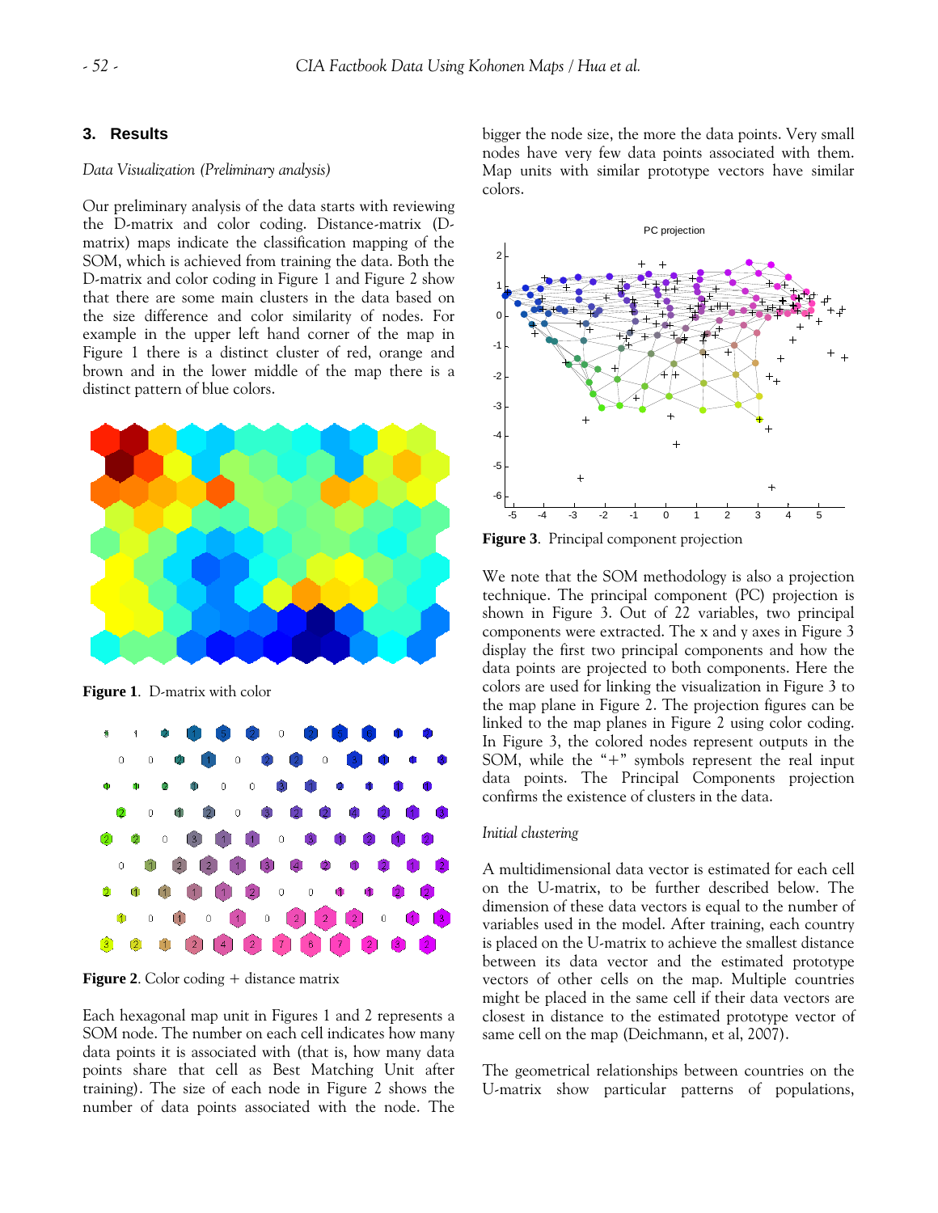## 3. Results

*Data Visualization (Preliminary analysis)*

Our preliminary analysis of the data starts with reviewing the D-matrix and color coding. Distance-matrix (D-matrix) maps indicate the classification mapping of the SOM, which is achieved from training the data. Both the D-matrix and color coding in Figure 1 and Figure 2 show that there are some main clusters in the data based on the size difference and color similarity of nodes. For example in the upper left hand corner of the map in Figure 1 there is a distinct cluster of red, orange and brown and in the lower middle of the map there is a distinct pattern of blue colors.

**Figure 1**. D-matrix with color

**Figure 2**. Color coding + distance matrix

Each hexagonal map unit in Figures 1 and 2 represents a SOM node. The number on each cell indicates how many data points it is associated with (that is, how many data points share that cell as Best Matching Unit after training). The size of each node in Figure 2 shows the number of data points associated with the node. The bigger the node size, the more the data points. Very small nodes have very few data points associated with them. Map units with similar prototype vectors have similar colors.

**Figure 3**. Principal component projection

We note that the SOM methodology is also a projection technique. The principal component (PC) projection is shown in Figure 3. Out of 22 variables, two principal components were extracted. The x and y axes in Figure 3 display the first two principal components and how the data points are projected to both components. Here the colors are used for linking the visualization in Figure 3 to the map plane in Figure 2. The projection figures can be linked to the map planes in Figure 2 using color coding. In Figure 3, the colored nodes represent outputs in the SOM, while the "+" symbols represent the real input data points. The Principal Components projection confirms the existence of clusters in the data.

*Initial clustering*

A multidimensional data vector is estimated for each cell on the U-matrix, to be further described below. The dimension of these data vectors is equal to the number of variables used in the model. After training, each country is placed on the U-matrix to achieve the smallest distance between its data vector and the estimated prototype vectors of other cells on the map. Multiple countries might be placed in the same cell if their data vectors are closest in distance to the estimated prototype vector of same cell on the map (Deichmann, et al, 2007).

The geometrical relationships between countries on the U-matrix show particular patterns of populations,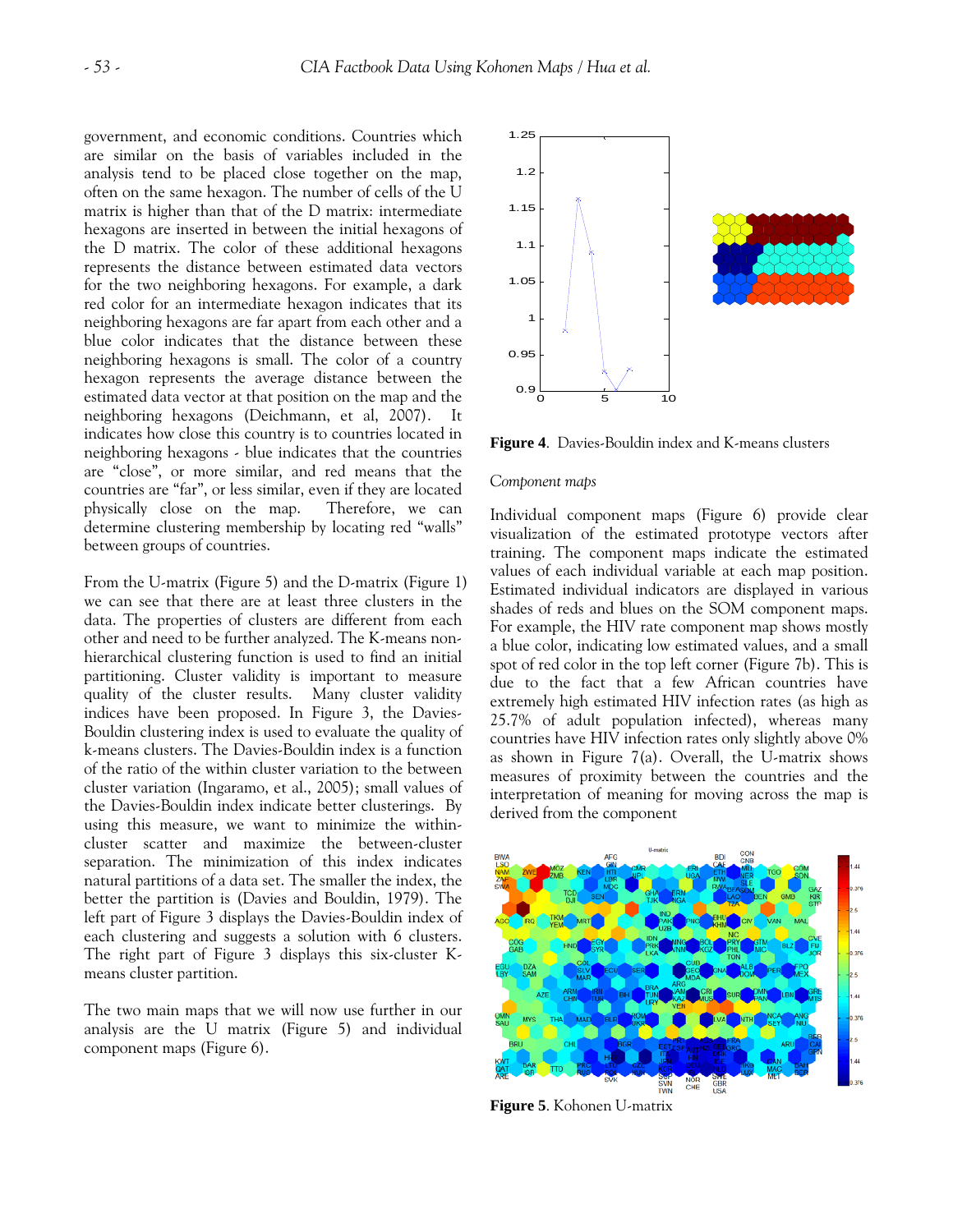government, and economic conditions. Countries which are similar on the basis of variables included in the analysis tend to be placed close together on the map, often on the same hexagon. The number of cells of the U matrix is higher than that of the D matrix: intermediate hexagons are inserted in between the initial hexagons of the D matrix. The color of these additional hexagons represents the distance between estimated data vectors for the two neighboring hexagons. For example, a dark red color for an intermediate hexagon indicates that its neighboring hexagons are far apart from each other and a blue color indicates that the distance between these neighboring hexagons is small. The color of a country hexagon represents the average distance between the estimated data vector at that position on the map and the neighboring hexagons (Deichmann, et al, 2007). It indicates how close this country is to countries located in neighboring hexagons - blue indicates that the countries are "close", or more similar, and red means that the countries are "far", or less similar, even if they are located physically close on the map. Therefore, we can determine clustering membership by locating red "walls" between groups of countries.

From the U-matrix (Figure 5) and the D-matrix (Figure 1) we can see that there are at least three clusters in the data. The properties of clusters are different from each other and need to be further analyzed. The K-means non-hierarchical clustering function is used to find an initial partitioning. Cluster validity is important to measure quality of the cluster results. Many cluster validity indices have been proposed. In Figure 3, the Davies-Bouldin clustering index is used to evaluate the quality of k-means clusters. The Davies-Bouldin index is a function of the ratio of the within cluster variation to the between cluster variation (Ingaramo, et al., 2005); small values of the Davies-Bouldin index indicate better clusterings. By using this measure, we want to minimize the within-cluster scatter and maximize the between-cluster separation. The minimization of this index indicates natural partitions of a data set. The smaller the index, the better the partition is (Davies and Bouldin, 1979). The left part of Figure 3 displays the Davies-Bouldin index of each clustering and suggests a solution with 6 clusters. The right part of Figure 3 displays this six-cluster K-means cluster partition.

The two main maps that we will now use further in our analysis are the U matrix (Figure 5) and individual component maps (Figure 6).

**Figure 4**. Davies-Bouldin index and K-means clusters

*Component maps*

Individual component maps (Figure 6) provide clear visualization of the estimated prototype vectors after training. The component maps indicate the estimated values of each individual variable at each map position. Estimated individual indicators are displayed in various shades of reds and blues on the SOM component maps. For example, the HIV rate component map shows mostly a blue color, indicating low estimated values, and a small spot of red color in the top left corner (Figure 7b). This is due to the fact that a few African countries have extremely high estimated HIV infection rates (as high as 25.7% of adult population infected), whereas many countries have HIV infection rates only slightly above 0% as shown in Figure 7(a). Overall, the U-matrix shows measures of proximity between the countries and the interpretation of meaning for moving across the map is derived from the component

**Figure 5**. Kohonen U-matrix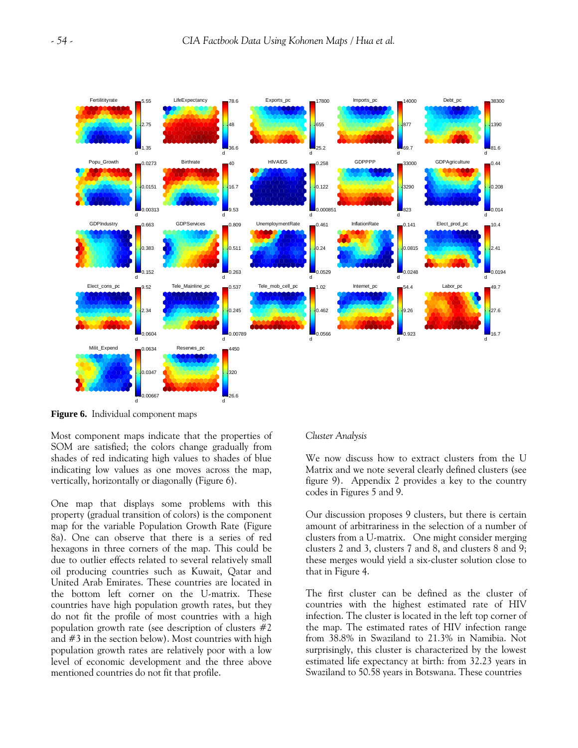**Figure 6.** Individual component maps

Most component maps indicate that the properties of SOM are satisfied; the colors change gradually from shades of red indicating high values to shades of blue indicating low values as one moves across the map, vertically, horizontally or diagonally (Figure 6).

One map that displays some problems with this property (gradual transition of colors) is the component map for the variable Population Growth Rate (Figure 8a). One can observe that there is a series of red hexagons in three corners of the map. This could be due to outlier effects related to several relatively small oil producing countries such as Kuwait, Qatar and United Arab Emirates. These countries are located in the bottom left corner on the U-matrix. These countries have high population growth rates, but they do not fit the profile of most countries with a high population growth rate (see description of clusters #2 and #3 in the section below). Most countries with high population growth rates are relatively poor with a low level of economic development and the three above mentioned countries do not fit that profile.

*Cluster Analysis*

We now discuss how to extract clusters from the U Matrix and we note several clearly defined clusters (see figure 9). Appendix 2 provides a key to the country codes in Figures 5 and 9.

Our discussion proposes 9 clusters, but there is certain amount of arbitrariness in the selection of a number of clusters from a U-matrix. One might consider merging clusters 2 and 3, clusters 7 and 8, and clusters 8 and 9; these merges would yield a six-cluster solution close to that in Figure 4.

The first cluster can be defined as the cluster of countries with the highest estimated rate of HIV infection. The cluster is located in the left top corner of the map. The estimated rates of HIV infection range from 38.8% in Swaziland to 21.3% in Namibia. Not surprisingly, this cluster is characterized by the lowest estimated life expectancy at birth: from 32.23 years in Swaziland to 50.58 years in Botswana. These countries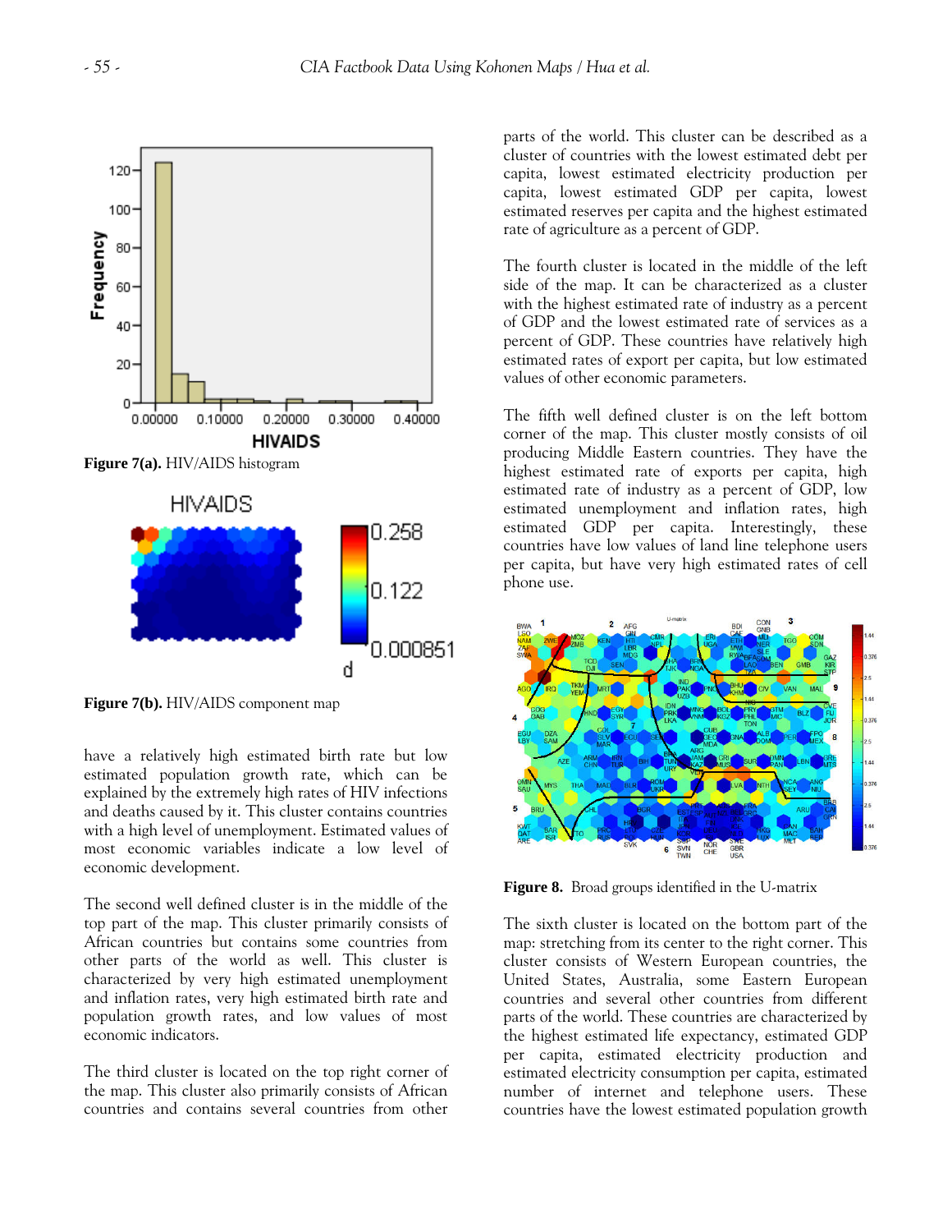**Figure 7(a).** HIV/AIDS histogram

**Figure 7(b).** HIV/AIDS component map

have a relatively high estimated birth rate but low estimated population growth rate, which can be explained by the extremely high rates of HIV infections and deaths caused by it. This cluster contains countries with a high level of unemployment. Estimated values of most economic variables indicate a low level of economic development.

The second well defined cluster is in the middle of the top part of the map. This cluster primarily consists of African countries but contains some countries from other parts of the world as well. This cluster is characterized by very high estimated unemployment and inflation rates, very high estimated birth rate and population growth rates, and low values of most economic indicators.

The third cluster is located on the top right corner of the map. This cluster also primarily consists of African countries and contains several countries from other parts of the world. This cluster can be described as a cluster of countries with the lowest estimated debt per capita, lowest estimated electricity production per capita, lowest estimated GDP per capita, lowest estimated reserves per capita and the highest estimated rate of agriculture as a percent of GDP.

The fourth cluster is located in the middle of the left side of the map. It can be characterized as a cluster with the highest estimated rate of industry as a percent of GDP and the lowest estimated rate of services as a percent of GDP. These countries have relatively high estimated rates of export per capita, but low estimated values of other economic parameters.

The fifth well defined cluster is on the left bottom corner of the map. This cluster mostly consists of oil producing Middle Eastern countries. They have the highest estimated rate of exports per capita, high estimated rate of industry as a percent of GDP, low estimated unemployment and inflation rates, high estimated GDP per capita. Interestingly, these countries have low values of land line telephone users per capita, but have very high estimated rates of cell phone use.

**Figure 8.** Broad groups identified in the U-matrix

The sixth cluster is located on the bottom part of the map: stretching from its center to the right corner. This cluster consists of Western European countries, the United States, Australia, some Eastern European countries and several other countries from different parts of the world. These countries are characterized by the highest estimated life expectancy, estimated GDP per capita, estimated electricity production and estimated electricity consumption per capita, estimated number of internet and telephone users. These countries have the lowest estimated population growth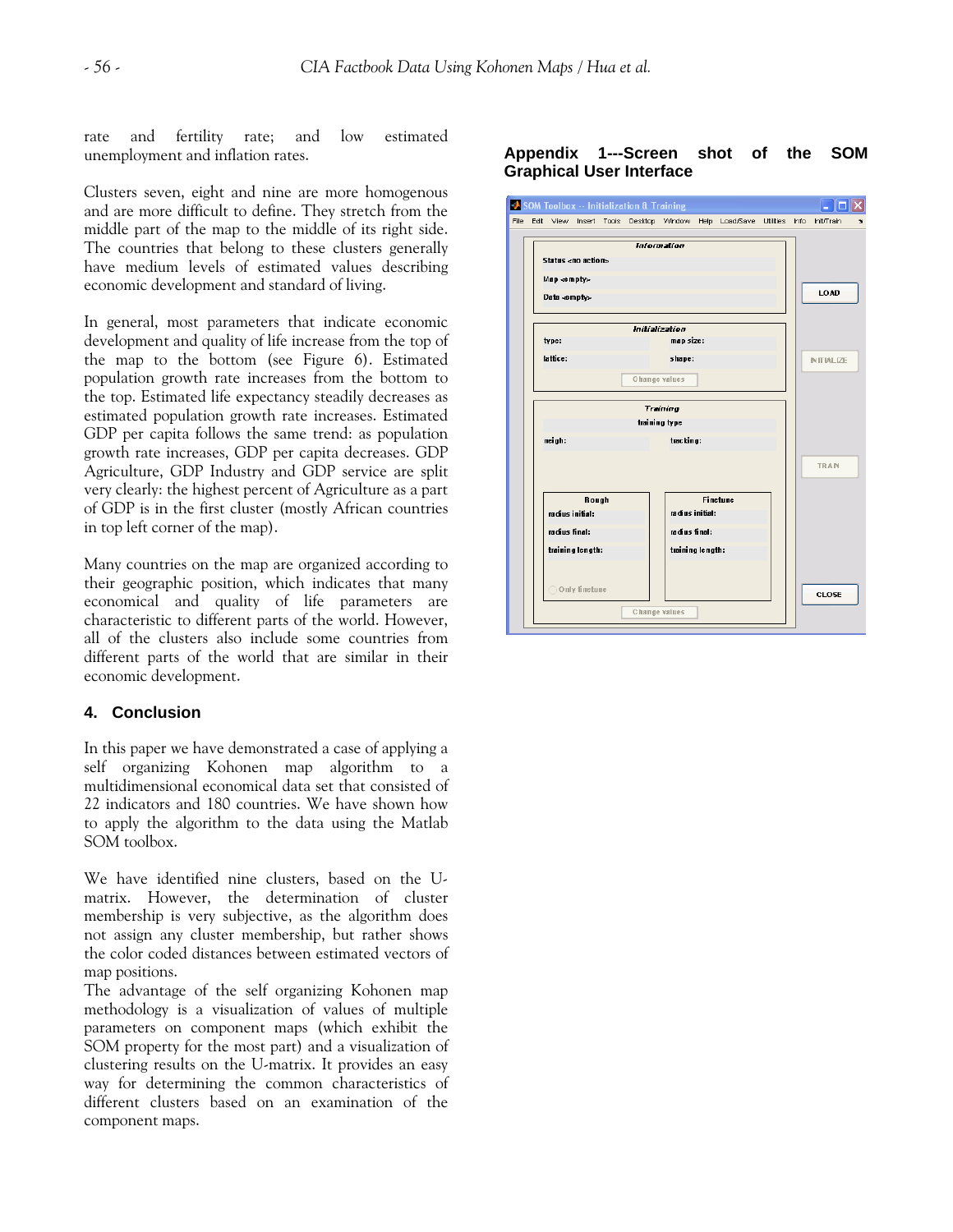rate and fertility rate; and low estimated unemployment and inflation rates.

Clusters seven, eight and nine are more homogenous and are more difficult to define. They stretch from the middle part of the map to the middle of its right side. The countries that belong to these clusters generally have medium levels of estimated values describing economic development and standard of living.

In general, most parameters that indicate economic development and quality of life increase from the top of the map to the bottom (see Figure 6). Estimated population growth rate increases from the bottom to the top. Estimated life expectancy steadily decreases as estimated population growth rate increases. Estimated GDP per capita follows the same trend: as population growth rate increases, GDP per capita decreases. GDP Agriculture, GDP Industry and GDP service are split very clearly: the highest percent of Agriculture as a part of GDP is in the first cluster (mostly African countries in top left corner of the map).

Many countries on the map are organized according to their geographic position, which indicates that many economical and quality of life parameters are characteristic to different parts of the world. However, all of the clusters also include some countries from different parts of the world that are similar in their economic development.

## 4. Conclusion

In this paper we have demonstrated a case of applying a self organizing Kohonen map algorithm to a multidimensional economical data set that consisted of 22 indicators and 180 countries. We have shown how to apply the algorithm to the data using the Matlab SOM toolbox.

We have identified nine clusters, based on the U-matrix. However, the determination of cluster membership is very subjective, as the algorithm does not assign any cluster membership, but rather shows the color coded distances between estimated vectors of map positions.

The advantage of the self organizing Kohonen map methodology is a visualization of values of multiple parameters on component maps (which exhibit the SOM property for the most part) and a visualization of clustering results on the U-matrix. It provides an easy way for determining the common characteristics of different clusters based on an examination of the component maps.

## Appendix 1---Screen shot of the SOM Graphical User Interface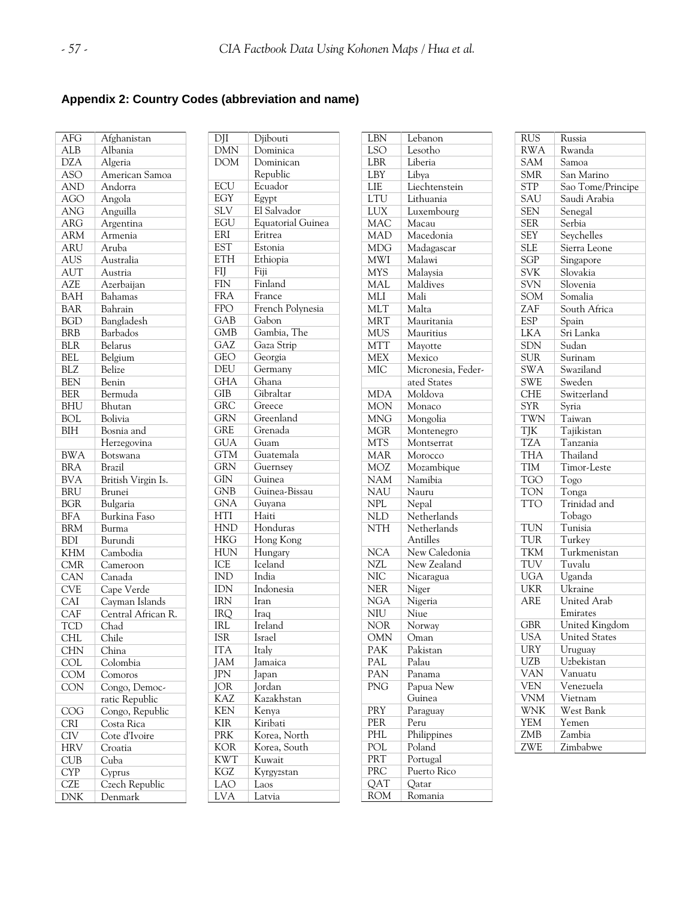## Appendix 2: Country Codes (abbreviation and name)

| Code | Name |
|---|---|
| AFG | Afghanistan |
| ALB | Albania |
| DZA | Algeria |
| ASO | American Samoa |
| AND | Andorra |
| AGO | Angola |
| ANG | Anguilla |
| ARG | Argentina |
| ARM | Armenia |
| ARU | Aruba |
| AUS | Australia |
| AUT | Austria |
| AZE | Azerbaijan |
| BAH | Bahamas |
| BAR | Bahrain |
| BGD | Bangladesh |
| BRB | Barbados |
| BLR | Belarus |
| BEL | Belgium |
| BLZ | Belize |
| BEN | Benin |
| BER | Bermuda |
| BHU | Bhutan |
| BOL | Bolivia |
| BIH | Bosnia and Herzegovina |
| BWA | Botswana |
| BRA | Brazil |
| BVA | British Virgin Is. |
| BRU | Brunei |
| BGR | Bulgaria |
| BFA | Burkina Faso |
| BRM | Burma |
| BDI | Burundi |
| KHM | Cambodia |
| CMR | Cameroon |
| CAN | Canada |
| CVE | Cape Verde |
| CAI | Cayman Islands |
| CAF | Central African R. |
| TCD | Chad |
| CHL | Chile |
| CHN | China |
| COL | Colombia |
| COM | Comoros |
| CON | Congo, Democratic Republic |
| COG | Congo, Republic |
| CRI | Costa Rica |
| CIV | Cote d'Ivoire |
| HRV | Croatia |
| CUB | Cuba |
| CYP | Cyprus |
| CZE | Czech Republic |
| DNK | Denmark |
| DJI | Djibouti |
| DMN | Dominica |
| DOM | Dominican Republic |
| ECU | Ecuador |
| EGY | Egypt |
| SLV | El Salvador |
| EGU | Equatorial Guinea |
| ERI | Eritrea |
| EST | Estonia |
| ETH | Ethiopia |
| FIJ | Fiji |
| FIN | Finland |
| FRA | France |
| FPO | French Polynesia |
| GAB | Gabon |
| GMB | Gambia, The |
| GAZ | Gaza Strip |
| GEO | Georgia |
| DEU | Germany |
| GHA | Ghana |
| GIB | Gibraltar |
| GRC | Greece |
| GRN | Greenland |
| GRE | Grenada |
| GUA | Guam |
| GTM | Guatemala |
| GRN | Guernsey |
| GIN | Guinea |
| GNB | Guinea-Bissau |
| GNA | Guyana |
| HTI | Haiti |
| HND | Honduras |
| HKG | Hong Kong |
| HUN | Hungary |
| ICE | Iceland |
| IND | India |
| IDN | Indonesia |
| IRN | Iran |
| IRQ | Iraq |
| IRL | Ireland |
| ISR | Israel |
| ITA | Italy |
| JAM | Jamaica |
| JPN | Japan |
| JOR | Jordan |
| KAZ | Kazakhstan |
| KEN | Kenya |
| KIR | Kiribati |
| PRK | Korea, North |
| KOR | Korea, South |
| KWT | Kuwait |
| KGZ | Kyrgyzstan |
| LAO | Laos |
| LVA | Latvia |
| LBN | Lebanon |
| LSO | Lesotho |
| LBR | Liberia |
| LBY | Libya |
| LIE | Liechtenstein |
| LTU | Lithuania |
| LUX | Luxembourg |
| MAC | Macau |
| MAD | Macedonia |
| MDG | Madagascar |
| MWI | Malawi |
| MYS | Malaysia |
| MAL | Maldives |
| MLI | Mali |
| MLT | Malta |
| MRT | Mauritania |
| MUS | Mauritius |
| MTT | Mayotte |
| MEX | Mexico |
| MIC | Micronesia, Federated States |
| MDA | Moldova |
| MON | Monaco |
| MNG | Mongolia |
| MGR | Montenegro |
| MTS | Montserrat |
| MAR | Morocco |
| MOZ | Mozambique |
| NAM | Namibia |
| NAU | Nauru |
| NPL | Nepal |
| NLD | Netherlands |
| NTH | Netherlands Antilles |
| NCA | New Caledonia |
| NZL | New Zealand |
| NIC | Nicaragua |
| NER | Niger |
| NGA | Nigeria |
| NIU | Niue |
| NOR | Norway |
| OMN | Oman |
| PAK | Pakistan |
| PAL | Palau |
| PAN | Panama |
| PNG | Papua New Guinea |
| PRY | Paraguay |
| PER | Peru |
| PHL | Philippines |
| POL | Poland |
| PRT | Portugal |
| PRC | Puerto Rico |
| QAT | Qatar |
| ROM | Romania |
| RUS | Russia |
| RWA | Rwanda |
| SAM | Samoa |
| SMR | San Marino |
| STP | Sao Tome/Principe |
| SAU | Saudi Arabia |
| SEN | Senegal |
| SER | Serbia |
| SEY | Seychelles |
| SLE | Sierra Leone |
| SGP | Singapore |
| SVK | Slovakia |
| SVN | Slovenia |
| SOM | Somalia |
| ZAF | South Africa |
| ESP | Spain |
| LKA | Sri Lanka |
| SDN | Sudan |
| SUR | Surinam |
| SWA | Swaziland |
| SWE | Sweden |
| CHE | Switzerland |
| SYR | Syria |
| TWN | Taiwan |
| TJK | Tajikistan |
| TZA | Tanzania |
| THA | Thailand |
| TIM | Timor-Leste |
| TGO | Togo |
| TON | Tonga |
| TTO | Trinidad and Tobago |
| TUN | Tunisia |
| TUR | Turkey |
| TKM | Turkmenistan |
| TUV | Tuvalu |
| UGA | Uganda |
| UKR | Ukraine |
| ARE | United Arab Emirates |
| GBR | United Kingdom |
| USA | United States |
| URY | Uruguay |
| UZB | Uzbekistan |
| VAN | Vanuatu |
| VEN | Venezuela |
| VNM | Vietnam |
| WNK | West Bank |
| YEM | Yemen |
| ZMB | Zambia |
| ZWE | Zimbabwe |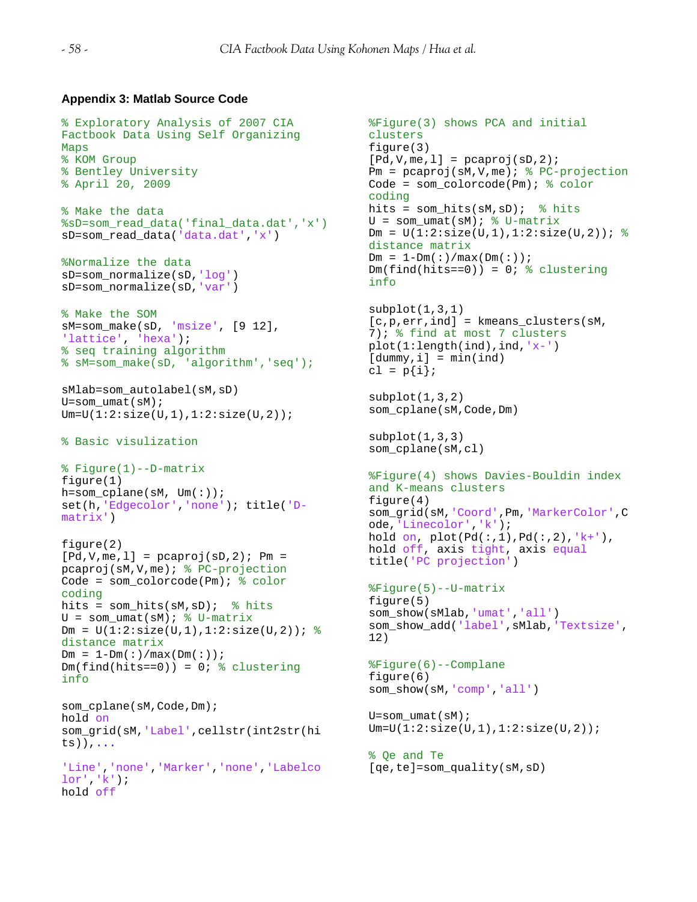**Appendix 3: Matlab Source Code**

```
% Exploratory Analysis of 2007 CIA Factbook Data Using Self Organizing Maps
% KOM Group
% Bentley University
% April 20, 2009

% Make the data
%sD=som_read_data('final_data.dat','x')
sD=som_read_data('data.dat','x')

%Normalize the data
sD=som_normalize(sD,'log')
sD=som_normalize(sD,'var')

% Make the SOM
sM=som_make(sD, 'msize', [9 12], 'lattice', 'hexa');
% seq training algorithm
% sM=som_make(sD, 'algorithm','seq');

sMlab=som_autolabel(sM,sD)
U=som_umat(sM);
Um=U(1:2:size(U,1),1:2:size(U,2));

% Basic visulization

% Figure(1)--D-matrix
figure(1)
h=som_cplane(sM, Um(:));
set(h,'Edgecolor','none'); title('D-matrix')

figure(2)
[Pd,V,me,l] = pcaproj(sD,2); Pm = pcaproj(sM,V,me); % PC-projection
Code = som_colorcode(Pm); % color coding
hits = som_hits(sM,sD);  % hits
U = som_umat(sM); % U-matrix
Dm = U(1:2:size(U,1),1:2:size(U,2)); % distance matrix
Dm = 1-Dm(:)/max(Dm(:));
Dm(find(hits==0)) = 0; % clustering info

som_cplane(sM,Code,Dm);
hold on
som_grid(sM,'Label',cellstr(int2str(hits)),...
'Line','none','Marker','none','Labelcolor','k');
hold off

%Figure(3) shows PCA and initial clusters
figure(3)
[Pd,V,me,l] = pcaproj(sD,2);
Pm = pcaproj(sM,V,me); % PC-projection
Code = som_colorcode(Pm); % color coding
hits = som_hits(sM,sD);  % hits
U = som_umat(sM); % U-matrix
Dm = U(1:2:size(U,1),1:2:size(U,2)); % distance matrix
Dm = 1-Dm(:)/max(Dm(:));
Dm(find(hits==0)) = 0; % clustering info

subplot(1,3,1)
[c,p,err,ind] = kmeans_clusters(sM, 7); % find at most 7 clusters
plot(1:length(ind),ind,'x-')
[dummy,i] = min(ind)
cl = p{i};

subplot(1,3,2)
som_cplane(sM,Code,Dm)

subplot(1,3,3)
som_cplane(sM,cl)

%Figure(4) shows Davies-Bouldin index and K-means clusters
figure(4)
som_grid(sM,'Coord',Pm,'MarkerColor',Code,'Linecolor','k');
hold on, plot(Pd(:,1),Pd(:,2),'k+'),
hold off, axis tight, axis equal
title('PC projection')

%Figure(5)--U-matrix
figure(5)
som_show(sMlab,'umat','all')
som_show_add('label',sMlab,'Textsize',12)

%Figure(6)--Complane
figure(6)
som_show(sM,'comp','all')

U=som_umat(sM);
Um=U(1:2:size(U,1),1:2:size(U,2));

% Qe and Te
[qe,te]=som_quality(sM,sD)
```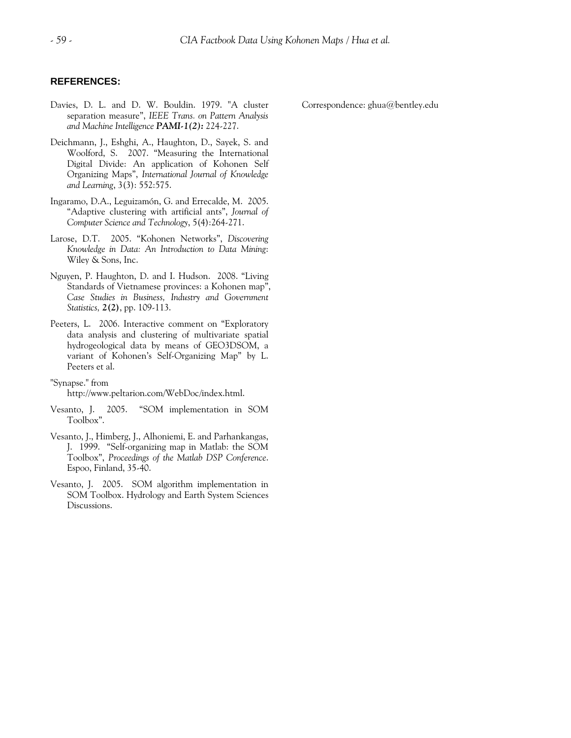## REFERENCES:

Davies, D. L. and D. W. Bouldin. 1979. "A cluster separation measure", *IEEE Trans. on Pattern Analysis and Machine Intelligence* ***PAMI-1(2):*** *224-227.*

Deichmann, J., Eshghi, A., Haughton, D., Sayek, S. and Woolford, S. 2007. "Measuring the International Digital Divide: An application of Kohonen Self Organizing Maps", *International Journal of Knowledge and Learning*, 3(3): 552:575.

Ingaramo, D.A., Leguizamón, G. and Errecalde, M. 2005. "Adaptive clustering with artificial ants", *Journal of Computer Science and Technology*, 5(4):264-271.

Larose, D.T. 2005. "Kohonen Networks", *Discovering Knowledge in Data: An Introduction to Data Mining*: Wiley & Sons, Inc.

Nguyen, P. Haughton, D. and I. Hudson. 2008. "Living Standards of Vietnamese provinces: a Kohonen map", *Case Studies in Business, Industry and Government Statistics,* **2(2)**, pp. 109-113.

Peeters, L. 2006. Interactive comment on "Exploratory data analysis and clustering of multivariate spatial hydrogeological data by means of GEO3DSOM, a variant of Kohonen's Self-Organizing Map" by L. Peeters et al.

"Synapse." from http://www.peltarion.com/WebDoc/index.html.

Vesanto, J. 2005. "SOM implementation in SOM Toolbox".

Vesanto, J., Himberg, J., Alhoniemi, E. and Parhankangas, J. 1999. "Self-organizing map in Matlab: the SOM Toolbox", *Proceedings of the Matlab DSP Conference*. Espoo, Finland, 35-40.

Vesanto, J. 2005. SOM algorithm implementation in SOM Toolbox. Hydrology and Earth System Sciences Discussions.

Correspondence: ghua@bentley.edu